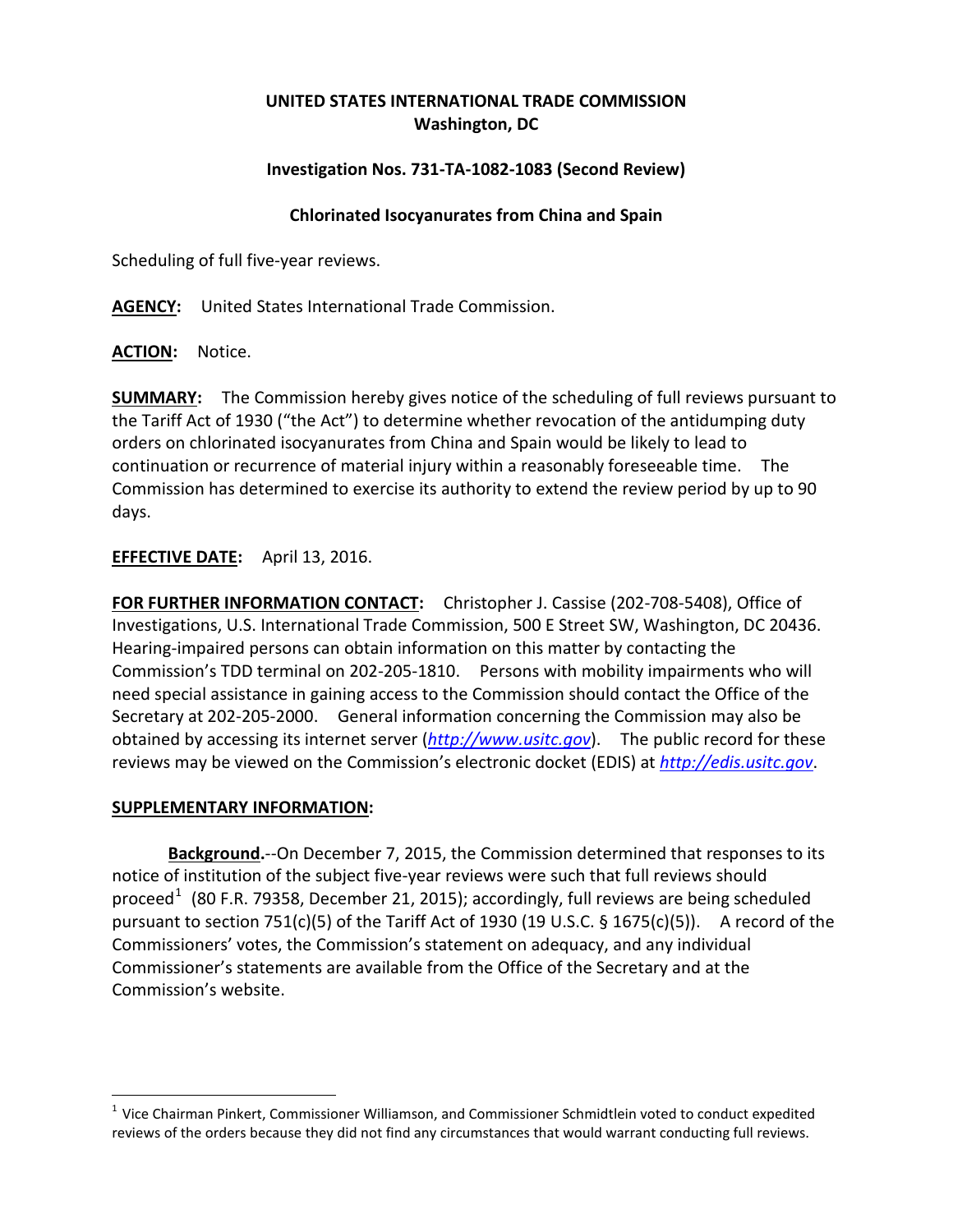**UNITED STATES INTERNATIONAL TRADE COMMISSION**
**Washington, DC**

**Investigation Nos. 731-TA-1082-1083 (Second Review)**

**Chlorinated Isocyanurates from China and Spain**

Scheduling of full five-year reviews.

**AGENCY:** United States International Trade Commission.

**ACTION:** Notice.

**SUMMARY:** The Commission hereby gives notice of the scheduling of full reviews pursuant to the Tariff Act of 1930 ("the Act") to determine whether revocation of the antidumping duty orders on chlorinated isocyanurates from China and Spain would be likely to lead to continuation or recurrence of material injury within a reasonably foreseeable time. The Commission has determined to exercise its authority to extend the review period by up to 90 days.

**EFFECTIVE DATE:** April 13, 2016.

**FOR FURTHER INFORMATION CONTACT:** Christopher J. Cassise (202-708-5408), Office of Investigations, U.S. International Trade Commission, 500 E Street SW, Washington, DC 20436. Hearing-impaired persons can obtain information on this matter by contacting the Commission's TDD terminal on 202-205-1810. Persons with mobility impairments who will need special assistance in gaining access to the Commission should contact the Office of the Secretary at 202-205-2000. General information concerning the Commission may also be obtained by accessing its internet server (*http://www.usitc.gov*). The public record for these reviews may be viewed on the Commission's electronic docket (EDIS) at *http://edis.usitc.gov*.

**SUPPLEMENTARY INFORMATION:**

**Background.**--On December 7, 2015, the Commission determined that responses to its notice of institution of the subject five-year reviews were such that full reviews should proceed[1] (80 F.R. 79358, December 21, 2015); accordingly, full reviews are being scheduled pursuant to section 751(c)(5) of the Tariff Act of 1930 (19 U.S.C. § 1675(c)(5)). A record of the Commissioners' votes, the Commission's statement on adequacy, and any individual Commissioner's statements are available from the Office of the Secretary and at the Commission's website.

---

[1] Vice Chairman Pinkert, Commissioner Williamson, and Commissioner Schmidtlein voted to conduct expedited reviews of the orders because they did not find any circumstances that would warrant conducting full reviews.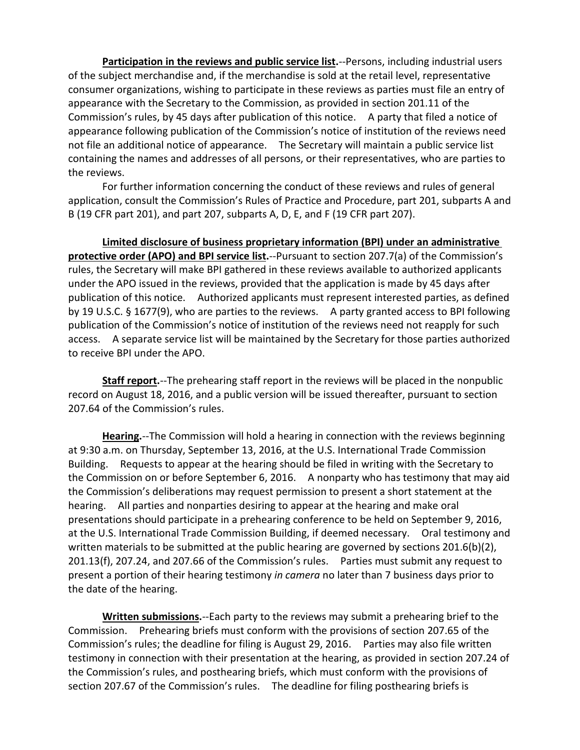**Participation in the reviews and public service list.**--Persons, including industrial users of the subject merchandise and, if the merchandise is sold at the retail level, representative consumer organizations, wishing to participate in these reviews as parties must file an entry of appearance with the Secretary to the Commission, as provided in section 201.11 of the Commission's rules, by 45 days after publication of this notice. A party that filed a notice of appearance following publication of the Commission's notice of institution of the reviews need not file an additional notice of appearance. The Secretary will maintain a public service list containing the names and addresses of all persons, or their representatives, who are parties to the reviews.

For further information concerning the conduct of these reviews and rules of general application, consult the Commission's Rules of Practice and Procedure, part 201, subparts A and B (19 CFR part 201), and part 207, subparts A, D, E, and F (19 CFR part 207).

**Limited disclosure of business proprietary information (BPI) under an administrative protective order (APO) and BPI service list.**--Pursuant to section 207.7(a) of the Commission's rules, the Secretary will make BPI gathered in these reviews available to authorized applicants under the APO issued in the reviews, provided that the application is made by 45 days after publication of this notice. Authorized applicants must represent interested parties, as defined by 19 U.S.C. § 1677(9), who are parties to the reviews. A party granted access to BPI following publication of the Commission's notice of institution of the reviews need not reapply for such access. A separate service list will be maintained by the Secretary for those parties authorized to receive BPI under the APO.

**Staff report.**--The prehearing staff report in the reviews will be placed in the nonpublic record on August 18, 2016, and a public version will be issued thereafter, pursuant to section 207.64 of the Commission's rules.

**Hearing.**--The Commission will hold a hearing in connection with the reviews beginning at 9:30 a.m. on Thursday, September 13, 2016, at the U.S. International Trade Commission Building. Requests to appear at the hearing should be filed in writing with the Secretary to the Commission on or before September 6, 2016. A nonparty who has testimony that may aid the Commission's deliberations may request permission to present a short statement at the hearing. All parties and nonparties desiring to appear at the hearing and make oral presentations should participate in a prehearing conference to be held on September 9, 2016, at the U.S. International Trade Commission Building, if deemed necessary. Oral testimony and written materials to be submitted at the public hearing are governed by sections 201.6(b)(2), 201.13(f), 207.24, and 207.66 of the Commission's rules. Parties must submit any request to present a portion of their hearing testimony *in camera* no later than 7 business days prior to the date of the hearing.

**Written submissions.**--Each party to the reviews may submit a prehearing brief to the Commission. Prehearing briefs must conform with the provisions of section 207.65 of the Commission's rules; the deadline for filing is August 29, 2016. Parties may also file written testimony in connection with their presentation at the hearing, as provided in section 207.24 of the Commission's rules, and posthearing briefs, which must conform with the provisions of section 207.67 of the Commission's rules. The deadline for filing posthearing briefs is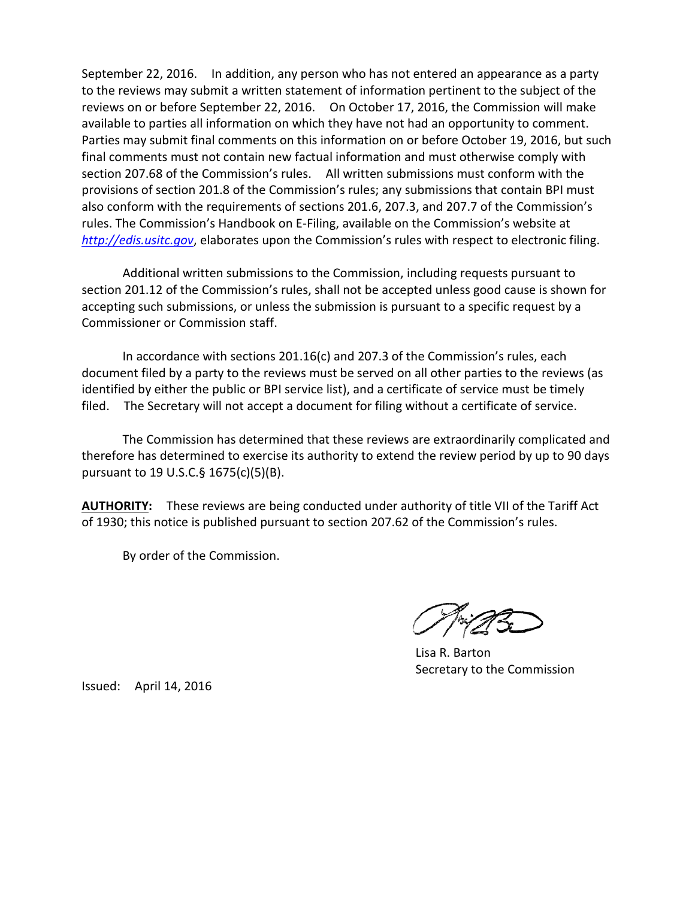September 22, 2016. In addition, any person who has not entered an appearance as a party to the reviews may submit a written statement of information pertinent to the subject of the reviews on or before September 22, 2016. On October 17, 2016, the Commission will make available to parties all information on which they have not had an opportunity to comment. Parties may submit final comments on this information on or before October 19, 2016, but such final comments must not contain new factual information and must otherwise comply with section 207.68 of the Commission's rules. All written submissions must conform with the provisions of section 201.8 of the Commission's rules; any submissions that contain BPI must also conform with the requirements of sections 201.6, 207.3, and 207.7 of the Commission's rules. The Commission's Handbook on E-Filing, available on the Commission's website at *http://edis.usitc.gov*, elaborates upon the Commission's rules with respect to electronic filing.

Additional written submissions to the Commission, including requests pursuant to section 201.12 of the Commission's rules, shall not be accepted unless good cause is shown for accepting such submissions, or unless the submission is pursuant to a specific request by a Commissioner or Commission staff.

In accordance with sections 201.16(c) and 207.3 of the Commission's rules, each document filed by a party to the reviews must be served on all other parties to the reviews (as identified by either the public or BPI service list), and a certificate of service must be timely filed. The Secretary will not accept a document for filing without a certificate of service.

The Commission has determined that these reviews are extraordinarily complicated and therefore has determined to exercise its authority to extend the review period by up to 90 days pursuant to 19 U.S.C.§ 1675(c)(5)(B).

**AUTHORITY:** These reviews are being conducted under authority of title VII of the Tariff Act of 1930; this notice is published pursuant to section 207.62 of the Commission's rules.

By order of the Commission.

Lisa R. Barton
Secretary to the Commission

Issued: April 14, 2016